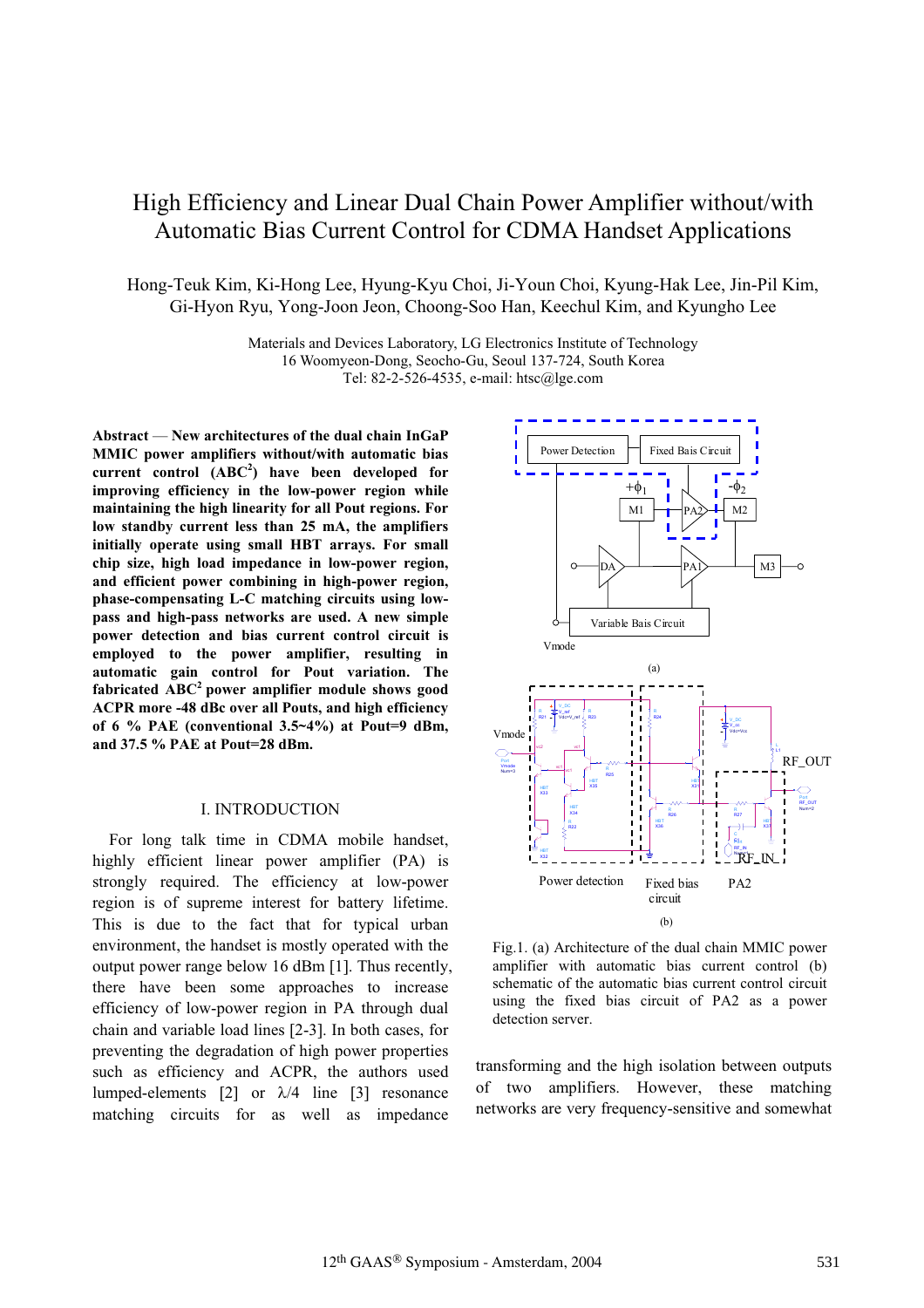# High Efficiency and Linear Dual Chain Power Amplifier without/with Automatic Bias Current Control for CDMA Handset Applications

Hong-Teuk Kim, Ki-Hong Lee, Hyung-Kyu Choi, Ji-Youn Choi, Kyung-Hak Lee, Jin-Pil Kim, Gi-Hyon Ryu, Yong-Joon Jeon, Choong-Soo Han, Keechul Kim, and Kyungho Lee

Materials and Devices Laboratory, LG Electronics Institute of Technology
16 Woomyeon-Dong, Seocho-Gu, Seoul 137-724, South Korea
Tel: 82-2-526-4535, e-mail: htsc@lge.com

**Abstract — New architectures of the dual chain InGaP MMIC power amplifiers without/with automatic bias current control (ABC$^2$) have been developed for improving efficiency in the low-power region while maintaining the high linearity for all Pout regions. For low standby current less than 25 mA, the amplifiers initially operate using small HBT arrays. For small chip size, high load impedance in low-power region, and efficient power combining in high-power region, phase-compensating L-C matching circuits using low-pass and high-pass networks are used. A new simple power detection and bias current control circuit is employed to the power amplifier, resulting in automatic gain control for Pout variation. The fabricated ABC$^2$ power amplifier module shows good ACPR more -48 dBc over all Pouts, and high efficiency of 6 % PAE (conventional 3.5~4%) at Pout=9 dBm, and 37.5 % PAE at Pout=28 dBm.**

## I. INTRODUCTION

For long talk time in CDMA mobile handset, highly efficient linear power amplifier (PA) is strongly required. The efficiency at low-power region is of supreme interest for battery lifetime. This is due to the fact that for typical urban environment, the handset is mostly operated with the output power range below 16 dBm [1]. Thus recently, there have been some approaches to increase efficiency of low-power region in PA through dual chain and variable load lines [2-3]. In both cases, for preventing the degradation of high power properties such as efficiency and ACPR, the authors used lumped-elements [2] or λ/4 line [3] resonance matching circuits for as well as impedance transforming and the high isolation between outputs of two amplifiers. However, these matching networks are very frequency-sensitive and somewhat

Fig.1. (a) Architecture of the dual chain MMIC power amplifier with automatic bias current control (b) schematic of the automatic bias current control circuit using the fixed bias circuit of PA2 as a power detection server.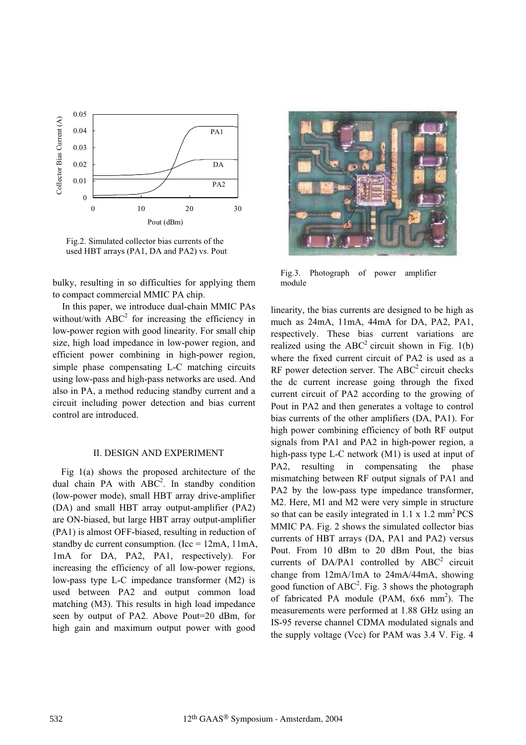Fig.2. Simulated collector bias currents of the used HBT arrays (PA1, DA and PA2) vs. Pout

Fig.3. Photograph of power amplifier module

bulky, resulting in so difficulties for applying them to compact commercial MMIC PA chip.

In this paper, we introduce dual-chain MMIC PAs without/with $ABC^2$ for increasing the efficiency in low-power region with good linearity. For small chip size, high load impedance in low-power region, and efficient power combining in high-power region, simple phase compensating L-C matching circuits using low-pass and high-pass networks are used. And also in PA, a method reducing standby current and a circuit including power detection and bias current control are introduced.

## II. DESIGN AND EXPERIMENT

Fig 1(a) shows the proposed architecture of the dual chain PA with $ABC^2$. In standby condition (low-power mode), small HBT array drive-amplifier (DA) and small HBT array output-amplifier (PA2) are ON-biased, but large HBT array output-amplifier (PA1) is almost OFF-biased, resulting in reduction of standby dc current consumption. (Icc = 12mA, 11mA, 1mA for DA, PA2, PA1, respectively). For increasing the efficiency of all low-power regions, low-pass type L-C impedance transformer (M2) is used between PA2 and output common load matching (M3). This results in high load impedance seen by output of PA2. Above Pout=20 dBm, for high gain and maximum output power with good linearity, the bias currents are designed to be high as much as 24mA, 11mA, 44mA for DA, PA2, PA1, respectively. These bias current variations are realized using the $ABC^2$ circuit shown in Fig. 1(b) where the fixed current circuit of PA2 is used as a RF power detection server. The $ABC^2$ circuit checks the dc current increase going through the fixed current circuit of PA2 according to the growing of Pout in PA2 and then generates a voltage to control bias currents of the other amplifiers (DA, PA1). For high power combining efficiency of both RF output signals from PA1 and PA2 in high-power region, a high-pass type L-C network (M1) is used at input of PA2, resulting in compensating the phase mismatching between RF output signals of PA1 and PA2 by the low-pass type impedance transformer, M2. Here, M1 and M2 were very simple in structure so that can be easily integrated in 1.1 x 1.2 $mm^2$ PCS MMIC PA. Fig. 2 shows the simulated collector bias currents of HBT arrays (DA, PA1 and PA2) versus Pout. From 10 dBm to 20 dBm Pout, the bias currents of DA/PA1 controlled by $ABC^2$ circuit change from 12mA/1mA to 24mA/44mA, showing good function of $ABC^2$. Fig. 3 shows the photograph of fabricated PA module (PAM, 6x6 $mm^2$). The measurements were performed at 1.88 GHz using an IS-95 reverse channel CDMA modulated signals and the supply voltage (Vcc) for PAM was 3.4 V. Fig. 4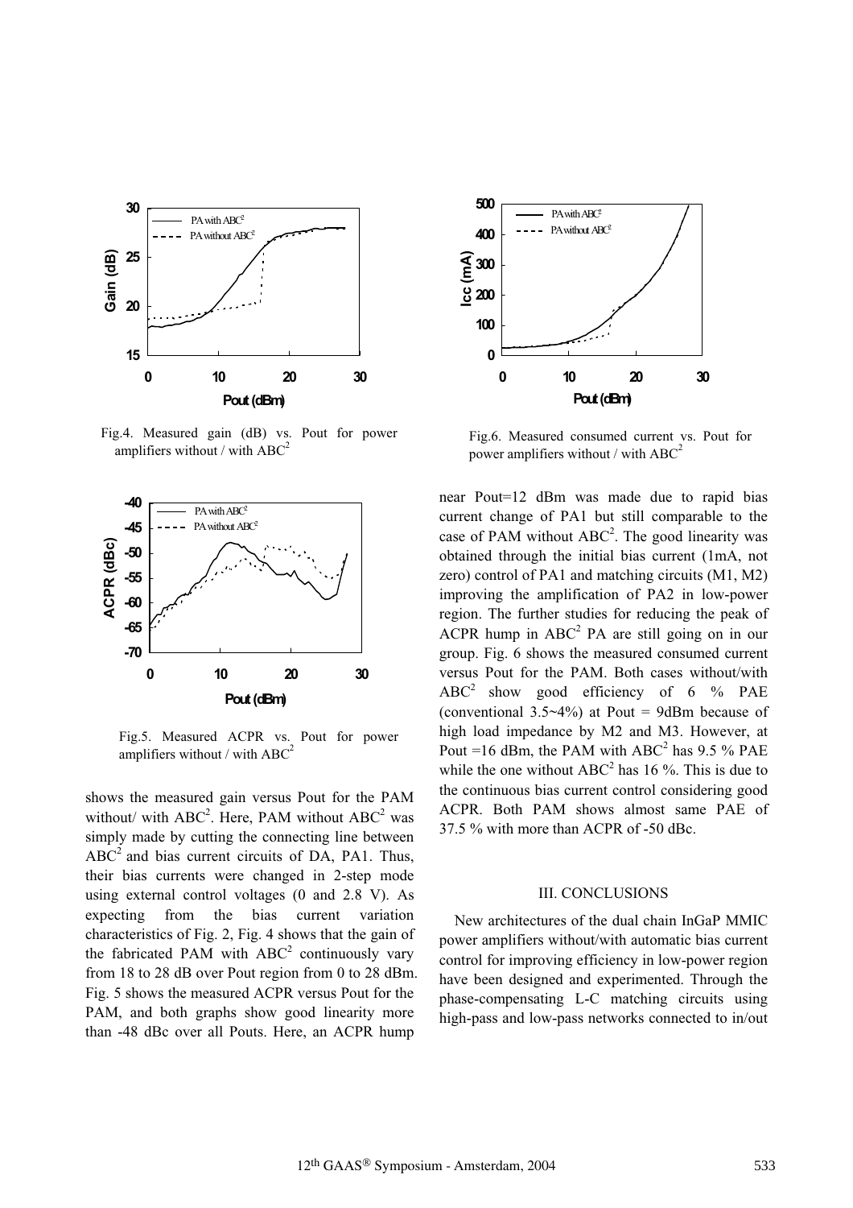Fig.4. Measured gain (dB) vs. Pout for power amplifiers without / with $ABC^2$

Fig.5. Measured ACPR vs. Pout for power amplifiers without / with $ABC^2$

shows the measured gain versus Pout for the PAM without/ with $ABC^2$. Here, PAM without $ABC^2$ was simply made by cutting the connecting line between $ABC^2$ and bias current circuits of DA, PA1. Thus, their bias currents were changed in 2-step mode using external control voltages (0 and 2.8 V). As expecting from the bias current variation characteristics of Fig. 2, Fig. 4 shows that the gain of the fabricated PAM with $ABC^2$ continuously vary from 18 to 28 dB over Pout region from 0 to 28 dBm. Fig. 5 shows the measured ACPR versus Pout for the PAM, and both graphs show good linearity more than -48 dBc over all Pouts. Here, an ACPR hump near Pout=12 dBm was made due to rapid bias current change of PA1 but still comparable to the case of PAM without $ABC^2$. The good linearity was obtained through the initial bias current (1mA, not zero) control of PA1 and matching circuits (M1, M2) improving the amplification of PA2 in low-power region. The further studies for reducing the peak of ACPR hump in $ABC^2$ PA are still going on in our group. Fig. 6 shows the measured consumed current versus Pout for the PAM. Both cases without/with $ABC^2$ show good efficiency of 6 % PAE (conventional 3.5~4%) at Pout = 9dBm because of high load impedance by M2 and M3. However, at Pout =16 dBm, the PAM with $ABC^2$ has 9.5 % PAE while the one without $ABC^2$ has 16 %. This is due to the continuous bias current control considering good ACPR. Both PAM shows almost same PAE of 37.5 % with more than ACPR of -50 dBc.

Fig.6. Measured consumed current vs. Pout for power amplifiers without / with $ABC^2$

## III. CONCLUSIONS

New architectures of the dual chain InGaP MMIC power amplifiers without/with automatic bias current control for improving efficiency in low-power region have been designed and experimented. Through the phase-compensating L-C matching circuits using high-pass and low-pass networks connected to in/out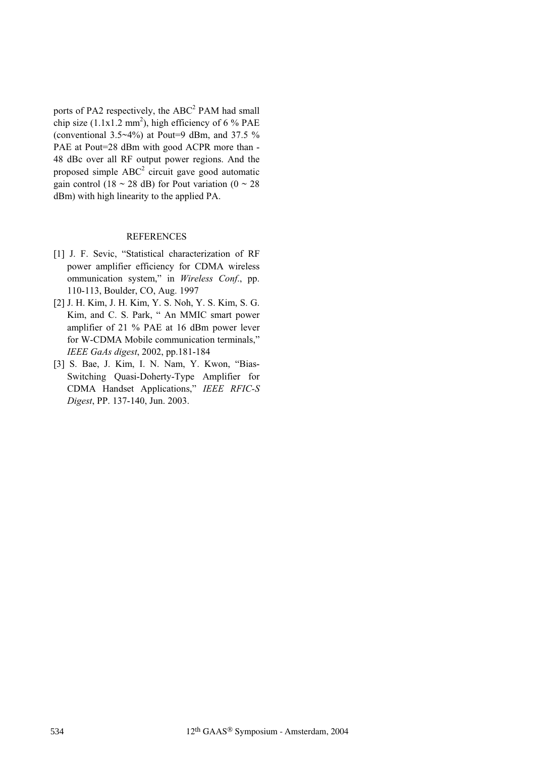ports of PA2 respectively, the $ABC^2$ PAM had small chip size (1.1x1.2 $mm^2$), high efficiency of 6 % PAE (conventional 3.5~4%) at Pout=9 dBm, and 37.5 % PAE at Pout=28 dBm with good ACPR more than -48 dBc over all RF output power regions. And the proposed simple $ABC^2$ circuit gave good automatic gain control (18 ~ 28 dB) for Pout variation (0 ~ 28 dBm) with high linearity to the applied PA.

## REFERENCES

[1] J. F. Sevic, "Statistical characterization of RF power amplifier efficiency for CDMA wireless ommunication system," in *Wireless Conf.*, pp. 110-113, Boulder, CO, Aug. 1997

[2] J. H. Kim, J. H. Kim, Y. S. Noh, Y. S. Kim, S. G. Kim, and C. S. Park, " An MMIC smart power amplifier of 21 % PAE at 16 dBm power lever for W-CDMA Mobile communication terminals," *IEEE GaAs digest*, 2002, pp.181-184

[3] S. Bae, J. Kim, I. N. Nam, Y. Kwon, "Bias-Switching Quasi-Doherty-Type Amplifier for CDMA Handset Applications," *IEEE RFIC-S Digest*, PP. 137-140, Jun. 2003.